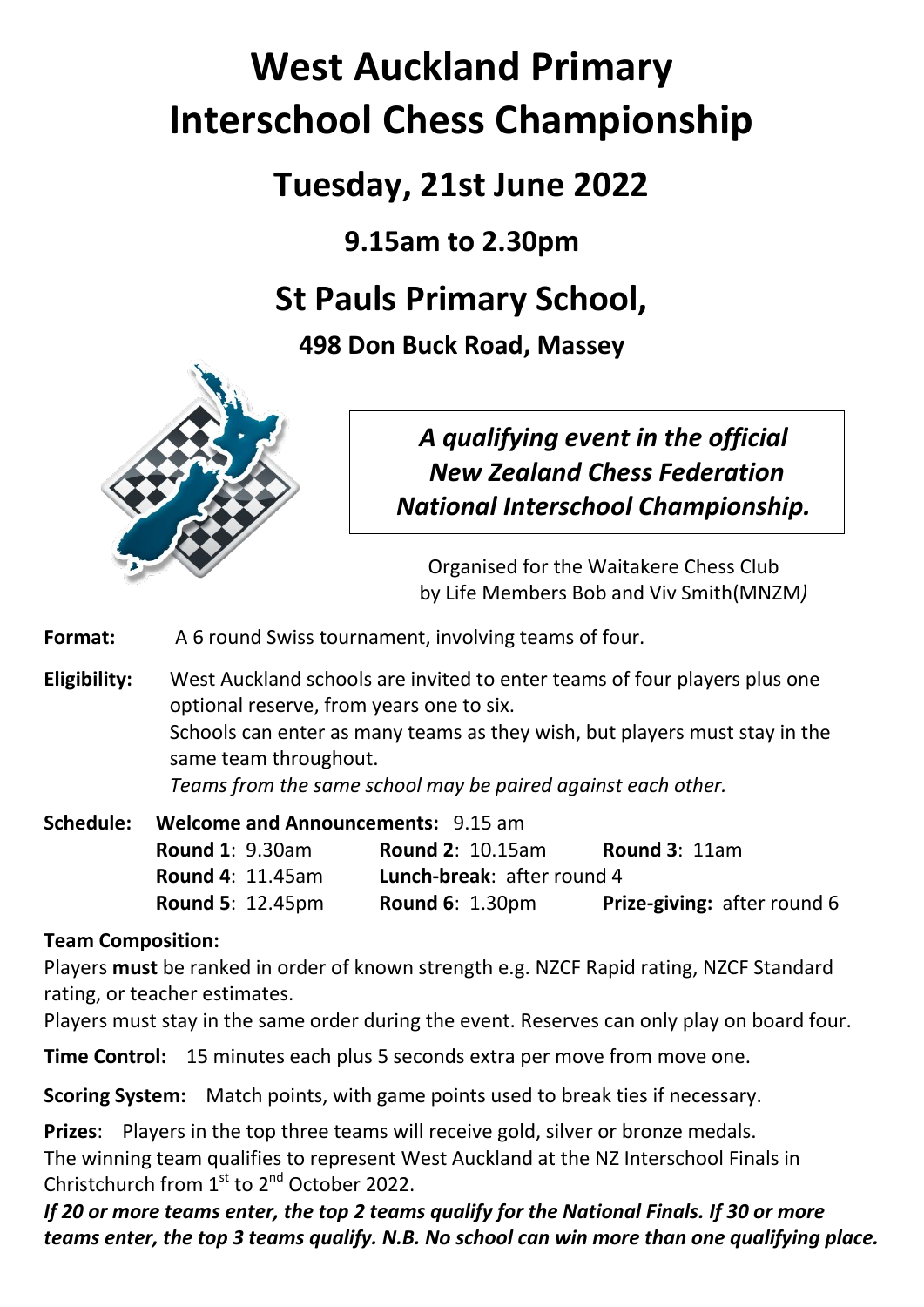# West Auckland Primary Interschool Chess Championship

## Tuesday, 21st June 2022

### 9.15am to 2.30pm

## St Pauls Primary School,

### 498 Don Buck Road, Massey

*A qualifying event in the official New Zealand Chess Federation National Interschool Championship.*

Organised for the Waitakere Chess Club by Life Members Bob and Viv Smith(MNZM*)*

**Format:** A 6 round Swiss tournament, involving teams of four.

**Eligibility:** West Auckland schools are invited to enter teams of four players plus one optional reserve, from years one to six.
Schools can enter as many teams as they wish, but players must stay in the same team throughout.
*Teams from the same school may be paired against each other.*

**Schedule:** **Welcome and Announcements:** 9.15 am

| | | |
|---|---|---|
| **Round 1**: 9.30am | **Round 2**: 10.15am | **Round 3**: 11am |
| **Round 4**: 11.45am | **Lunch-break**: after round 4 | |
| **Round 5**: 12.45pm | **Round 6**: 1.30pm | **Prize-giving:** after round 6 |

**Team Composition:**

Players **must** be ranked in order of known strength e.g. NZCF Rapid rating, NZCF Standard rating, or teacher estimates.

Players must stay in the same order during the event. Reserves can only play on board four.

**Time Control:** 15 minutes each plus 5 seconds extra per move from move one.

**Scoring System:** Match points, with game points used to break ties if necessary.

**Prizes**: Players in the top three teams will receive gold, silver or bronze medals.
The winning team qualifies to represent West Auckland at the NZ Interschool Finals in Christchurch from 1st to 2nd October 2022.

***If 20 or more teams enter, the top 2 teams qualify for the National Finals. If 30 or more teams enter, the top 3 teams qualify. N.B. No school can win more than one qualifying place.***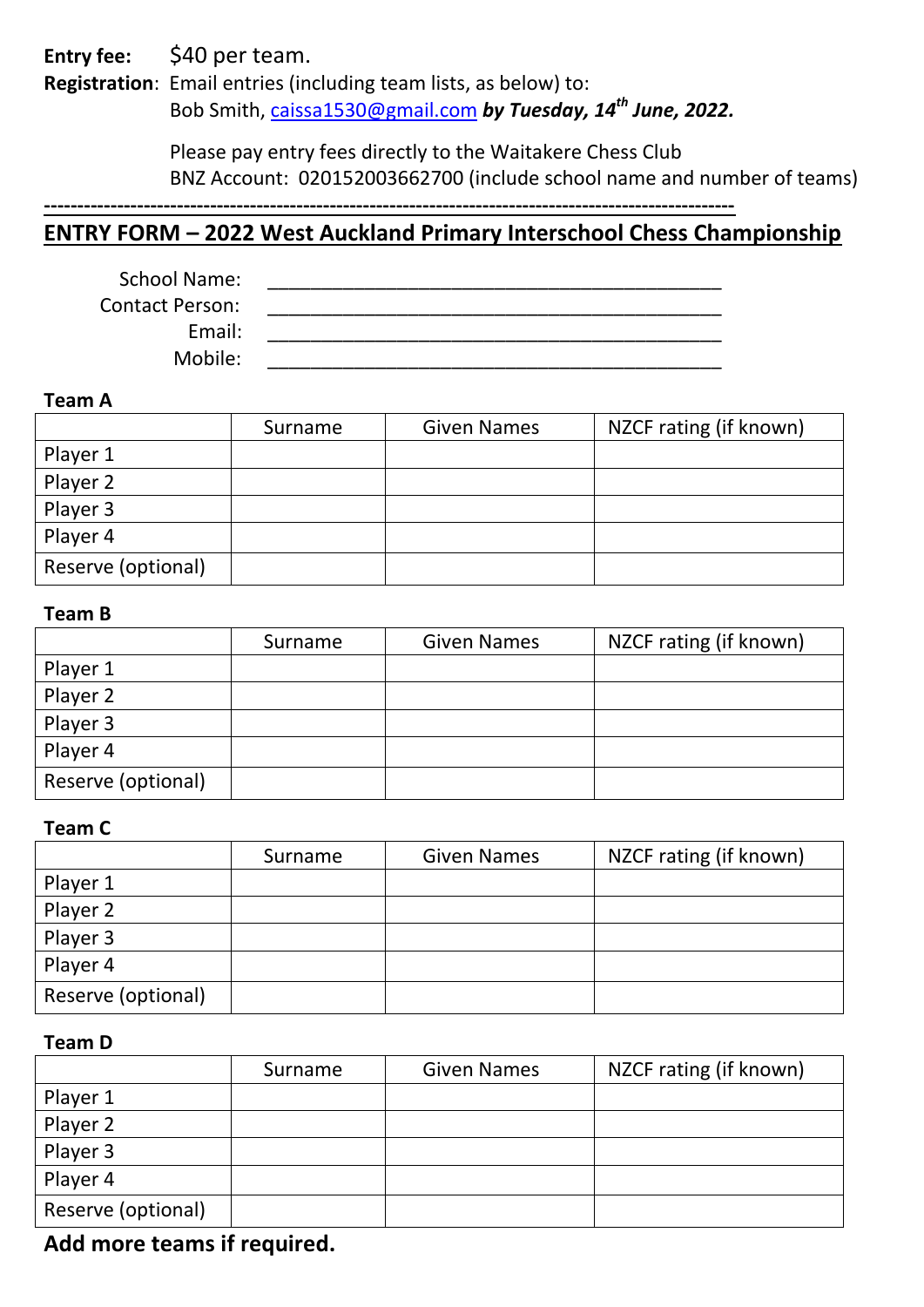**Entry fee:** $40 per team.

**Registration**: Email entries (including team lists, as below) to:
Bob Smith, caissa1530@gmail.com ***by Tuesday, 14th June, 2022.***

Please pay entry fees directly to the Waitakere Chess Club
BNZ Account: 020152003662700 (include school name and number of teams)

---

## ENTRY FORM – 2022 West Auckland Primary Interschool Chess Championship

School Name: ___________________________________________
Contact Person: ___________________________________________
Email: ___________________________________________
Mobile: ___________________________________________

**Team A**

| | Surname | Given Names | NZCF rating (if known) |
|---|---|---|---|
| Player 1 | | | |
| Player 2 | | | |
| Player 3 | | | |
| Player 4 | | | |
| Reserve (optional) | | | |

**Team B**

| | Surname | Given Names | NZCF rating (if known) |
|---|---|---|---|
| Player 1 | | | |
| Player 2 | | | |
| Player 3 | | | |
| Player 4 | | | |
| Reserve (optional) | | | |

**Team C**

| | Surname | Given Names | NZCF rating (if known) |
|---|---|---|---|
| Player 1 | | | |
| Player 2 | | | |
| Player 3 | | | |
| Player 4 | | | |
| Reserve (optional) | | | |

**Team D**

| | Surname | Given Names | NZCF rating (if known) |
|---|---|---|---|
| Player 1 | | | |
| Player 2 | | | |
| Player 3 | | | |
| Player 4 | | | |
| Reserve (optional) | | | |

**Add more teams if required.**